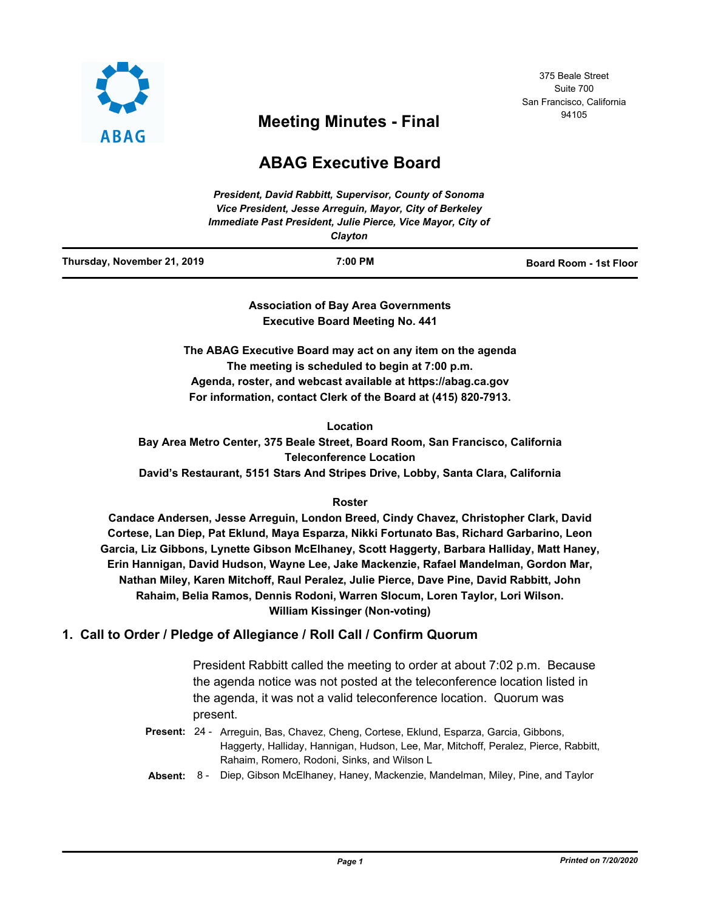375 Beale Street
Suite 700
San Francisco, California
94105

ABAG

# Meeting Minutes - Final

# ABAG Executive Board

*President, David Rabbitt, Supervisor, County of Sonoma*
*Vice President, Jesse Arreguin, Mayor, City of Berkeley*
*Immediate Past President, Julie Pierce, Vice Mayor, City of Clayton*

| Thursday, November 21, 2019 | 7:00 PM | Board Room - 1st Floor |
|---|---|---|

**Association of Bay Area Governments**
**Executive Board Meeting No. 441**

**The ABAG Executive Board may act on any item on the agenda**
**The meeting is scheduled to begin at 7:00 p.m.**
**Agenda, roster, and webcast available at https://abag.ca.gov**
**For information, contact Clerk of the Board at (415) 820-7913.**

**Location**
**Bay Area Metro Center, 375 Beale Street, Board Room, San Francisco, California**
**Teleconference Location**
**David's Restaurant, 5151 Stars And Stripes Drive, Lobby, Santa Clara, California**

**Roster**
**Candace Andersen, Jesse Arreguin, London Breed, Cindy Chavez, Christopher Clark, David Cortese, Lan Diep, Pat Eklund, Maya Esparza, Nikki Fortunato Bas, Richard Garbarino, Leon Garcia, Liz Gibbons, Lynette Gibson McElhaney, Scott Haggerty, Barbara Halliday, Matt Haney, Erin Hannigan, David Hudson, Wayne Lee, Jake Mackenzie, Rafael Mandelman, Gordon Mar, Nathan Miley, Karen Mitchoff, Raul Peralez, Julie Pierce, Dave Pine, David Rabbitt, John Rahaim, Belia Ramos, Dennis Rodoni, Warren Slocum, Loren Taylor, Lori Wilson.**
**William Kissinger (Non-voting)**

## 1. Call to Order / Pledge of Allegiance / Roll Call / Confirm Quorum

President Rabbitt called the meeting to order at about 7:02 p.m. Because the agenda notice was not posted at the teleconference location listed in the agenda, it was not a valid teleconference location. Quorum was present.

**Present:** 24 - Arreguin, Bas, Chavez, Cheng, Cortese, Eklund, Esparza, Garcia, Gibbons, Haggerty, Halliday, Hannigan, Hudson, Lee, Mar, Mitchoff, Peralez, Pierce, Rabbitt, Rahaim, Romero, Rodoni, Sinks, and Wilson L

**Absent:** 8 - Diep, Gibson McElhaney, Haney, Mackenzie, Mandelman, Miley, Pine, and Taylor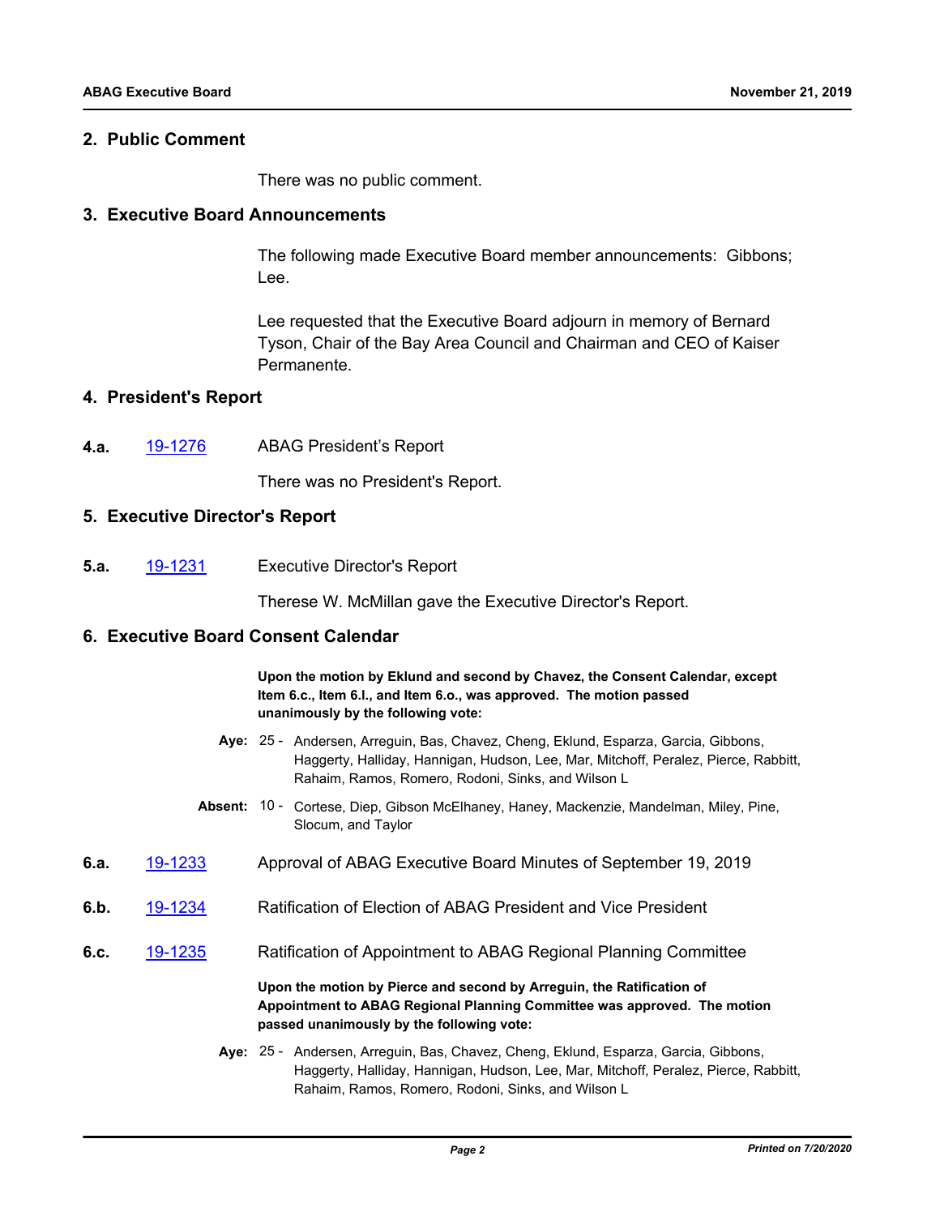## 2. Public Comment

There was no public comment.

## 3. Executive Board Announcements

The following made Executive Board member announcements: Gibbons; Lee.

Lee requested that the Executive Board adjourn in memory of Bernard Tyson, Chair of the Bay Area Council and Chairman and CEO of Kaiser Permanente.

## 4. President's Report

**4.a.** [19-1276](19-1276) ABAG President’s Report

There was no President's Report.

## 5. Executive Director's Report

**5.a.** [19-1231](19-1231) Executive Director's Report

Therese W. McMillan gave the Executive Director's Report.

## 6. Executive Board Consent Calendar

**Upon the motion by Eklund and second by Chavez, the Consent Calendar, except Item 6.c., Item 6.l., and Item 6.o., was approved. The motion passed unanimously by the following vote:**

**Aye:** 25 - Andersen, Arreguin, Bas, Chavez, Cheng, Eklund, Esparza, Garcia, Gibbons, Haggerty, Halliday, Hannigan, Hudson, Lee, Mar, Mitchoff, Peralez, Pierce, Rabbitt, Rahaim, Ramos, Romero, Rodoni, Sinks, and Wilson L

**Absent:** 10 - Cortese, Diep, Gibson McElhaney, Haney, Mackenzie, Mandelman, Miley, Pine, Slocum, and Taylor

**6.a.** [19-1233](19-1233) Approval of ABAG Executive Board Minutes of September 19, 2019

**6.b.** [19-1234](19-1234) Ratification of Election of ABAG President and Vice President

**6.c.** [19-1235](19-1235) Ratification of Appointment to ABAG Regional Planning Committee

**Upon the motion by Pierce and second by Arreguin, the Ratification of Appointment to ABAG Regional Planning Committee was approved. The motion passed unanimously by the following vote:**

**Aye:** 25 - Andersen, Arreguin, Bas, Chavez, Cheng, Eklund, Esparza, Garcia, Gibbons, Haggerty, Halliday, Hannigan, Hudson, Lee, Mar, Mitchoff, Peralez, Pierce, Rabbitt, Rahaim, Ramos, Romero, Rodoni, Sinks, and Wilson L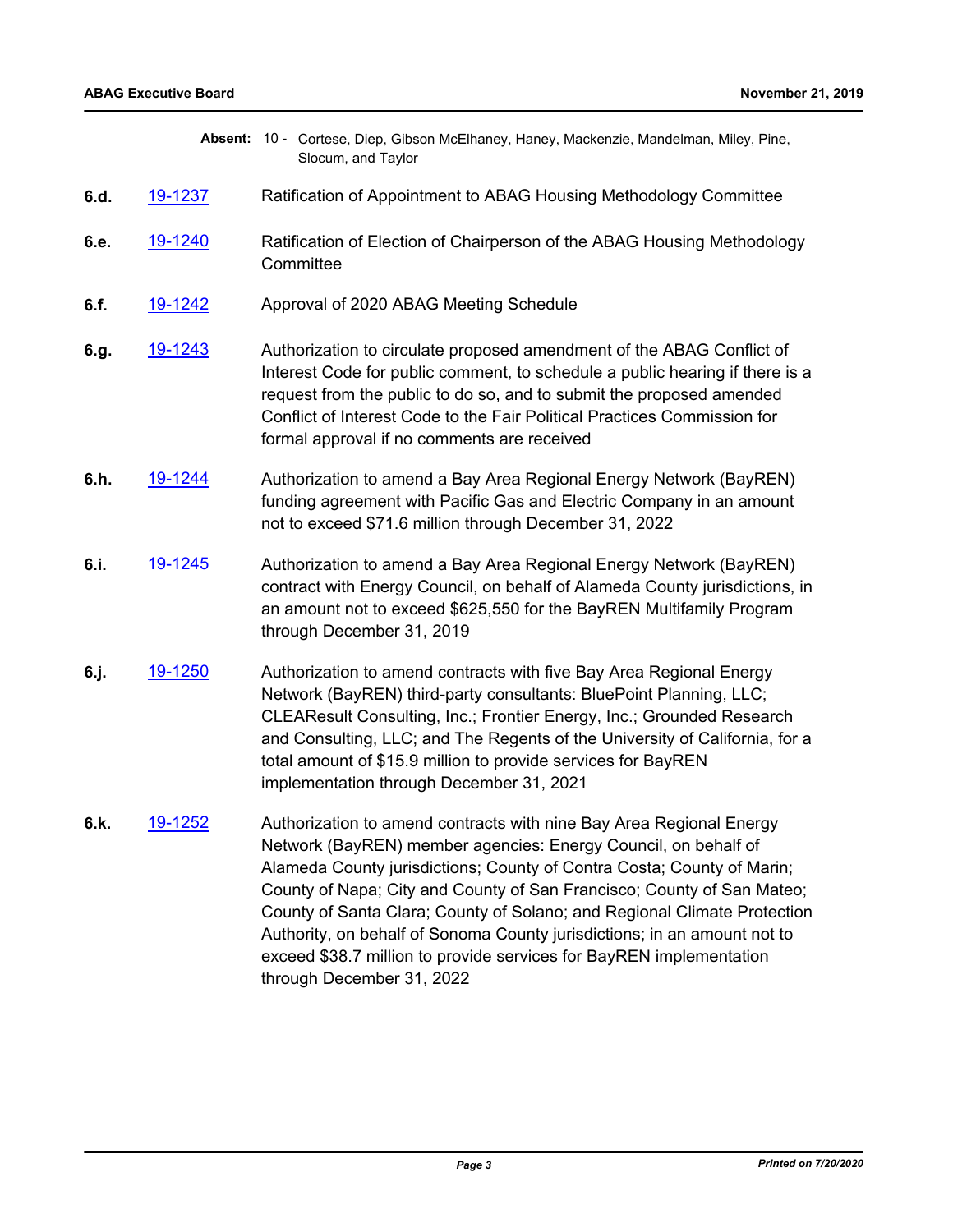**Absent:** 10 - Cortese, Diep, Gibson McElhaney, Haney, Mackenzie, Mandelman, Miley, Pine, Slocum, and Taylor

**6.d.** 19-1237 Ratification of Appointment to ABAG Housing Methodology Committee

**6.e.** 19-1240 Ratification of Election of Chairperson of the ABAG Housing Methodology Committee

**6.f.** 19-1242 Approval of 2020 ABAG Meeting Schedule

**6.g.** 19-1243 Authorization to circulate proposed amendment of the ABAG Conflict of Interest Code for public comment, to schedule a public hearing if there is a request from the public to do so, and to submit the proposed amended Conflict of Interest Code to the Fair Political Practices Commission for formal approval if no comments are received

**6.h.** 19-1244 Authorization to amend a Bay Area Regional Energy Network (BayREN) funding agreement with Pacific Gas and Electric Company in an amount not to exceed $71.6 million through December 31, 2022

**6.i.** 19-1245 Authorization to amend a Bay Area Regional Energy Network (BayREN) contract with Energy Council, on behalf of Alameda County jurisdictions, in an amount not to exceed $625,550 for the BayREN Multifamily Program through December 31, 2019

**6.j.** 19-1250 Authorization to amend contracts with five Bay Area Regional Energy Network (BayREN) third-party consultants: BluePoint Planning, LLC; CLEAResult Consulting, Inc.; Frontier Energy, Inc.; Grounded Research and Consulting, LLC; and The Regents of the University of California, for a total amount of $15.9 million to provide services for BayREN implementation through December 31, 2021

**6.k.** 19-1252 Authorization to amend contracts with nine Bay Area Regional Energy Network (BayREN) member agencies: Energy Council, on behalf of Alameda County jurisdictions; County of Contra Costa; County of Marin; County of Napa; City and County of San Francisco; County of San Mateo; County of Santa Clara; County of Solano; and Regional Climate Protection Authority, on behalf of Sonoma County jurisdictions; in an amount not to exceed $38.7 million to provide services for BayREN implementation through December 31, 2022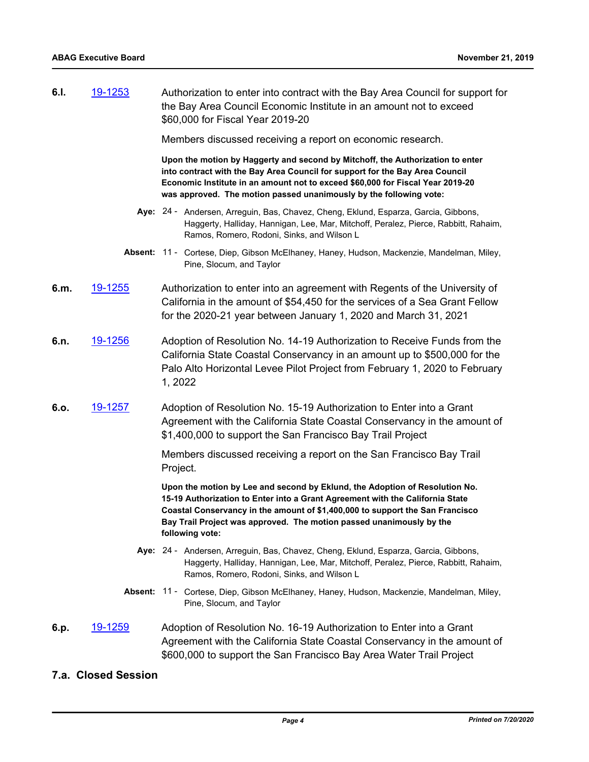**6.l.** 19-1253 Authorization to enter into contract with the Bay Area Council for support for the Bay Area Council Economic Institute in an amount not to exceed $60,000 for Fiscal Year 2019-20

Members discussed receiving a report on economic research.

**Upon the motion by Haggerty and second by Mitchoff, the Authorization to enter into contract with the Bay Area Council for support for the Bay Area Council Economic Institute in an amount not to exceed $60,000 for Fiscal Year 2019-20 was approved. The motion passed unanimously by the following vote:**

**Aye:** 24 - Andersen, Arreguin, Bas, Chavez, Cheng, Eklund, Esparza, Garcia, Gibbons, Haggerty, Halliday, Hannigan, Lee, Mar, Mitchoff, Peralez, Pierce, Rabbitt, Rahaim, Ramos, Romero, Rodoni, Sinks, and Wilson L

**Absent:** 11 - Cortese, Diep, Gibson McElhaney, Haney, Hudson, Mackenzie, Mandelman, Miley, Pine, Slocum, and Taylor

**6.m.** 19-1255 Authorization to enter into an agreement with Regents of the University of California in the amount of $54,450 for the services of a Sea Grant Fellow for the 2020-21 year between January 1, 2020 and March 31, 2021

**6.n.** 19-1256 Adoption of Resolution No. 14-19 Authorization to Receive Funds from the California State Coastal Conservancy in an amount up to $500,000 for the Palo Alto Horizontal Levee Pilot Project from February 1, 2020 to February 1, 2022

**6.o.** 19-1257 Adoption of Resolution No. 15-19 Authorization to Enter into a Grant Agreement with the California State Coastal Conservancy in the amount of $1,400,000 to support the San Francisco Bay Trail Project

Members discussed receiving a report on the San Francisco Bay Trail Project.

**Upon the motion by Lee and second by Eklund, the Adoption of Resolution No. 15-19 Authorization to Enter into a Grant Agreement with the California State Coastal Conservancy in the amount of $1,400,000 to support the San Francisco Bay Trail Project was approved. The motion passed unanimously by the following vote:**

**Aye:** 24 - Andersen, Arreguin, Bas, Chavez, Cheng, Eklund, Esparza, Garcia, Gibbons, Haggerty, Halliday, Hannigan, Lee, Mar, Mitchoff, Peralez, Pierce, Rabbitt, Rahaim, Ramos, Romero, Rodoni, Sinks, and Wilson L

**Absent:** 11 - Cortese, Diep, Gibson McElhaney, Haney, Hudson, Mackenzie, Mandelman, Miley, Pine, Slocum, and Taylor

**6.p.** 19-1259 Adoption of Resolution No. 16-19 Authorization to Enter into a Grant Agreement with the California State Coastal Conservancy in the amount of $600,000 to support the San Francisco Bay Area Water Trail Project

## 7.a. Closed Session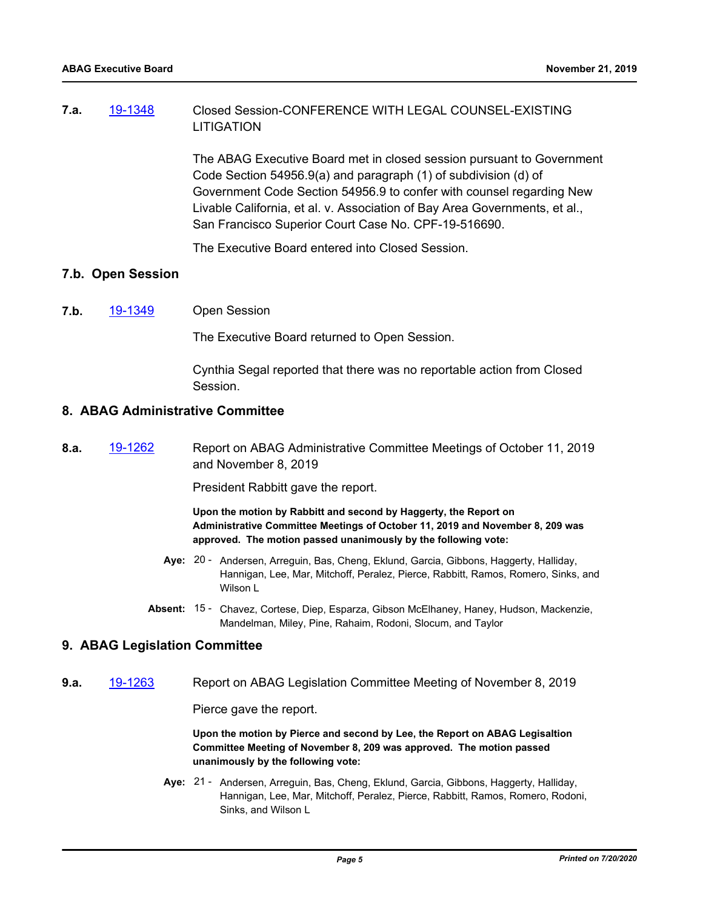**7.a.** [19-1348](19-1348) Closed Session-CONFERENCE WITH LEGAL COUNSEL-EXISTING LITIGATION

The ABAG Executive Board met in closed session pursuant to Government Code Section 54956.9(a) and paragraph (1) of subdivision (d) of Government Code Section 54956.9 to confer with counsel regarding New Livable California, et al. v. Association of Bay Area Governments, et al., San Francisco Superior Court Case No. CPF-19-516690.

The Executive Board entered into Closed Session.

## 7.b. Open Session

**7.b.** [19-1349](19-1349) Open Session

The Executive Board returned to Open Session.

Cynthia Segal reported that there was no reportable action from Closed Session.

## 8. ABAG Administrative Committee

**8.a.** [19-1262](19-1262) Report on ABAG Administrative Committee Meetings of October 11, 2019 and November 8, 2019

President Rabbitt gave the report.

**Upon the motion by Rabbitt and second by Haggerty, the Report on Administrative Committee Meetings of October 11, 2019 and November 8, 209 was approved. The motion passed unanimously by the following vote:**

**Aye:** 20 - Andersen, Arreguin, Bas, Cheng, Eklund, Garcia, Gibbons, Haggerty, Halliday, Hannigan, Lee, Mar, Mitchoff, Peralez, Pierce, Rabbitt, Ramos, Romero, Sinks, and Wilson L

**Absent:** 15 - Chavez, Cortese, Diep, Esparza, Gibson McElhaney, Haney, Hudson, Mackenzie, Mandelman, Miley, Pine, Rahaim, Rodoni, Slocum, and Taylor

## 9. ABAG Legislation Committee

**9.a.** [19-1263](19-1263) Report on ABAG Legislation Committee Meeting of November 8, 2019

Pierce gave the report.

**Upon the motion by Pierce and second by Lee, the Report on ABAG Legisaltion Committee Meeting of November 8, 209 was approved. The motion passed unanimously by the following vote:**

**Aye:** 21 - Andersen, Arreguin, Bas, Cheng, Eklund, Garcia, Gibbons, Haggerty, Halliday, Hannigan, Lee, Mar, Mitchoff, Peralez, Pierce, Rabbitt, Ramos, Romero, Rodoni, Sinks, and Wilson L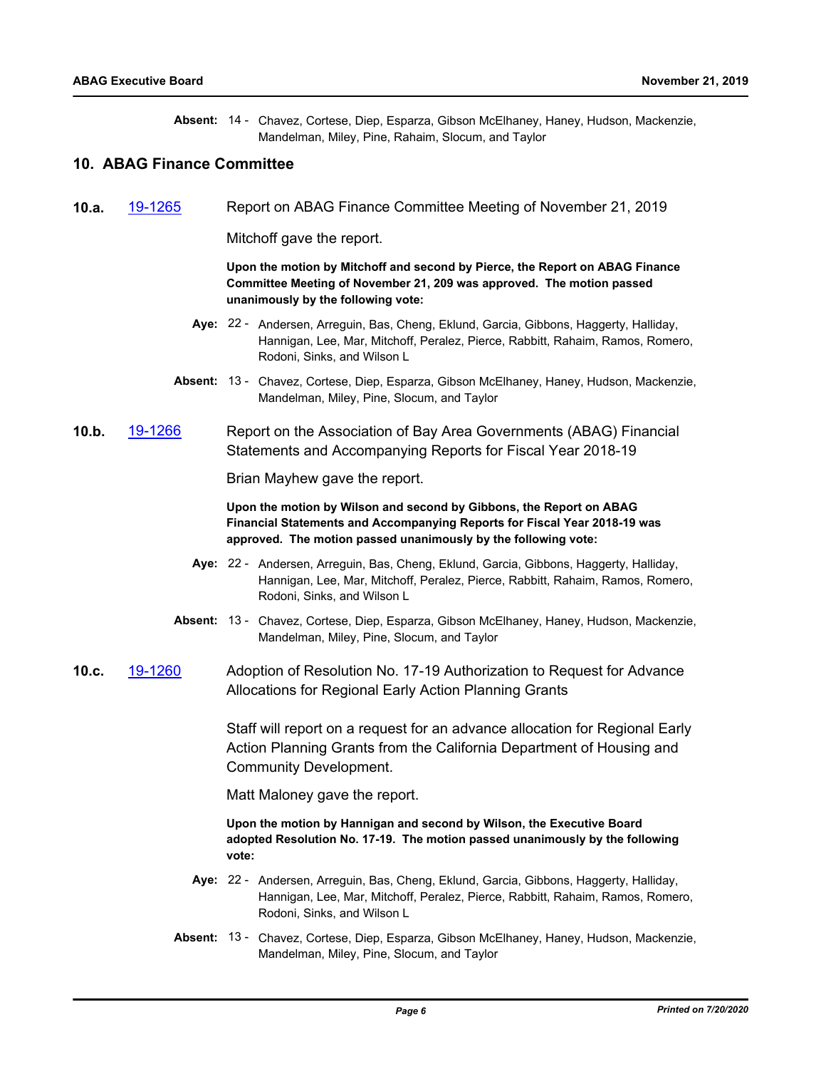**Absent:** 14 - Chavez, Cortese, Diep, Esparza, Gibson McElhaney, Haney, Hudson, Mackenzie, Mandelman, Miley, Pine, Rahaim, Slocum, and Taylor

## 10. ABAG Finance Committee

**10.a.** 19-1265 Report on ABAG Finance Committee Meeting of November 21, 2019

Mitchoff gave the report.

**Upon the motion by Mitchoff and second by Pierce, the Report on ABAG Finance Committee Meeting of November 21, 209 was approved. The motion passed unanimously by the following vote:**

**Aye:** 22 - Andersen, Arreguin, Bas, Cheng, Eklund, Garcia, Gibbons, Haggerty, Halliday, Hannigan, Lee, Mar, Mitchoff, Peralez, Pierce, Rabbitt, Rahaim, Ramos, Romero, Rodoni, Sinks, and Wilson L

**Absent:** 13 - Chavez, Cortese, Diep, Esparza, Gibson McElhaney, Haney, Hudson, Mackenzie, Mandelman, Miley, Pine, Slocum, and Taylor

**10.b.** 19-1266 Report on the Association of Bay Area Governments (ABAG) Financial Statements and Accompanying Reports for Fiscal Year 2018-19

Brian Mayhew gave the report.

**Upon the motion by Wilson and second by Gibbons, the Report on ABAG Financial Statements and Accompanying Reports for Fiscal Year 2018-19 was approved. The motion passed unanimously by the following vote:**

**Aye:** 22 - Andersen, Arreguin, Bas, Cheng, Eklund, Garcia, Gibbons, Haggerty, Halliday, Hannigan, Lee, Mar, Mitchoff, Peralez, Pierce, Rabbitt, Rahaim, Ramos, Romero, Rodoni, Sinks, and Wilson L

**Absent:** 13 - Chavez, Cortese, Diep, Esparza, Gibson McElhaney, Haney, Hudson, Mackenzie, Mandelman, Miley, Pine, Slocum, and Taylor

**10.c.** 19-1260 Adoption of Resolution No. 17-19 Authorization to Request for Advance Allocations for Regional Early Action Planning Grants

Staff will report on a request for an advance allocation for Regional Early Action Planning Grants from the California Department of Housing and Community Development.

Matt Maloney gave the report.

**Upon the motion by Hannigan and second by Wilson, the Executive Board adopted Resolution No. 17-19. The motion passed unanimously by the following vote:**

**Aye:** 22 - Andersen, Arreguin, Bas, Cheng, Eklund, Garcia, Gibbons, Haggerty, Halliday, Hannigan, Lee, Mar, Mitchoff, Peralez, Pierce, Rabbitt, Rahaim, Ramos, Romero, Rodoni, Sinks, and Wilson L

**Absent:** 13 - Chavez, Cortese, Diep, Esparza, Gibson McElhaney, Haney, Hudson, Mackenzie, Mandelman, Miley, Pine, Slocum, and Taylor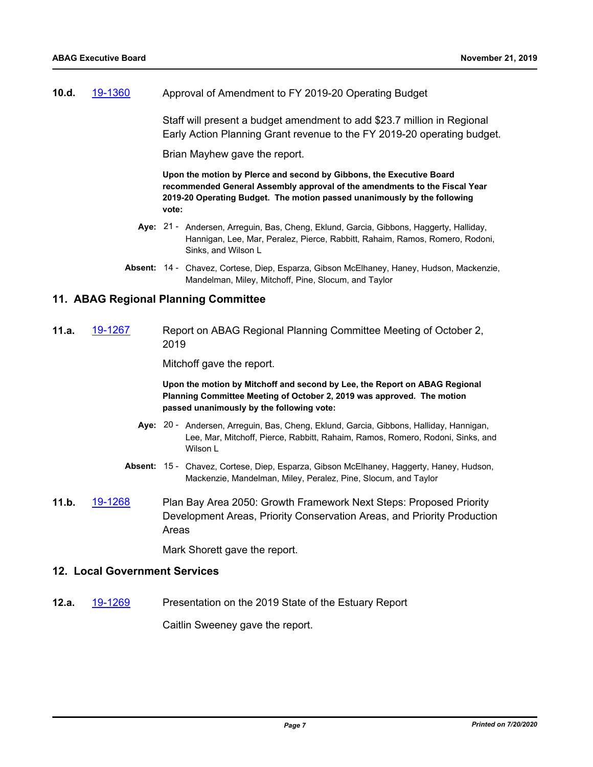**10.d.** 19-1360 Approval of Amendment to FY 2019-20 Operating Budget

Staff will present a budget amendment to add $23.7 million in Regional Early Action Planning Grant revenue to the FY 2019-20 operating budget.

Brian Mayhew gave the report.

**Upon the motion by Pierce and second by Gibbons, the Executive Board recommended General Assembly approval of the amendments to the Fiscal Year 2019-20 Operating Budget. The motion passed unanimously by the following vote:**

**Aye:** 21 - Andersen, Arreguin, Bas, Cheng, Eklund, Garcia, Gibbons, Haggerty, Halliday, Hannigan, Lee, Mar, Peralez, Pierce, Rabbitt, Rahaim, Ramos, Romero, Rodoni, Sinks, and Wilson L

**Absent:** 14 - Chavez, Cortese, Diep, Esparza, Gibson McElhaney, Haney, Hudson, Mackenzie, Mandelman, Miley, Mitchoff, Pine, Slocum, and Taylor

## 11. ABAG Regional Planning Committee

**11.a.** 19-1267 Report on ABAG Regional Planning Committee Meeting of October 2, 2019

Mitchoff gave the report.

**Upon the motion by Mitchoff and second by Lee, the Report on ABAG Regional Planning Committee Meeting of October 2, 2019 was approved. The motion passed unanimously by the following vote:**

**Aye:** 20 - Andersen, Arreguin, Bas, Cheng, Eklund, Garcia, Gibbons, Halliday, Hannigan, Lee, Mar, Mitchoff, Pierce, Rabbitt, Rahaim, Ramos, Romero, Rodoni, Sinks, and Wilson L

**Absent:** 15 - Chavez, Cortese, Diep, Esparza, Gibson McElhaney, Haggerty, Haney, Hudson, Mackenzie, Mandelman, Miley, Peralez, Pine, Slocum, and Taylor

**11.b.** 19-1268 Plan Bay Area 2050: Growth Framework Next Steps: Proposed Priority Development Areas, Priority Conservation Areas, and Priority Production Areas

Mark Shorett gave the report.

## 12. Local Government Services

**12.a.** 19-1269 Presentation on the 2019 State of the Estuary Report

Caitlin Sweeney gave the report.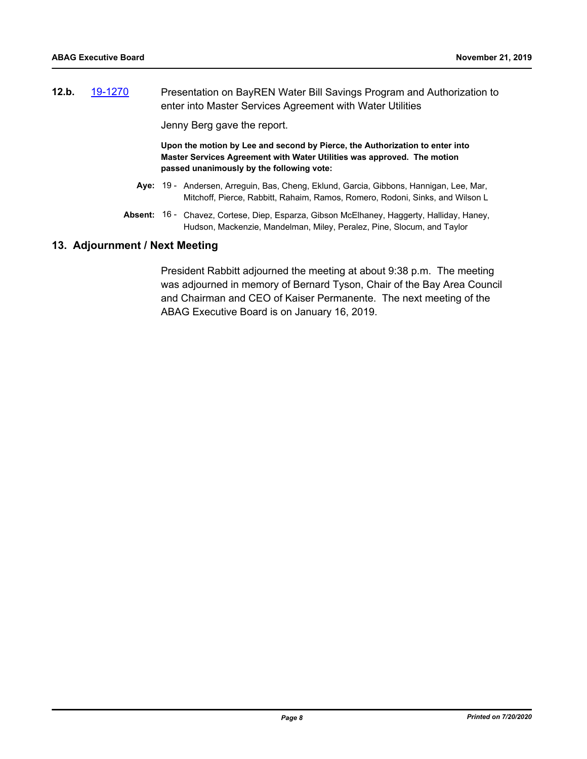**12.b.** [19-1270](19-1270) Presentation on BayREN Water Bill Savings Program and Authorization to enter into Master Services Agreement with Water Utilities

Jenny Berg gave the report.

**Upon the motion by Lee and second by Pierce, the Authorization to enter into Master Services Agreement with Water Utilities was approved. The motion passed unanimously by the following vote:**

**Aye:** 19 - Andersen, Arreguin, Bas, Cheng, Eklund, Garcia, Gibbons, Hannigan, Lee, Mar, Mitchoff, Pierce, Rabbitt, Rahaim, Ramos, Romero, Rodoni, Sinks, and Wilson L

**Absent:** 16 - Chavez, Cortese, Diep, Esparza, Gibson McElhaney, Haggerty, Halliday, Haney, Hudson, Mackenzie, Mandelman, Miley, Peralez, Pine, Slocum, and Taylor

## 13. Adjournment / Next Meeting

President Rabbitt adjourned the meeting at about 9:38 p.m. The meeting was adjourned in memory of Bernard Tyson, Chair of the Bay Area Council and Chairman and CEO of Kaiser Permanente. The next meeting of the ABAG Executive Board is on January 16, 2019.